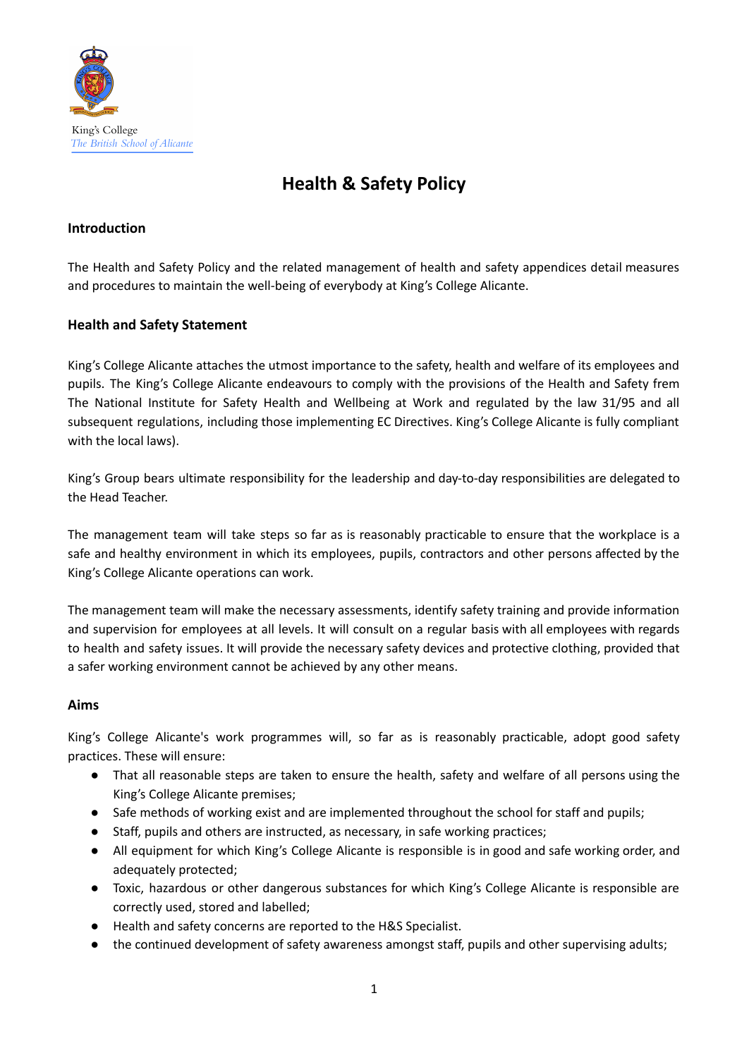King's College
*The British School of Alicante*

# Health & Safety Policy

### Introduction

The Health and Safety Policy and the related management of health and safety appendices detail measures and procedures to maintain the well-being of everybody at King's College Alicante.

### Health and Safety Statement

King's College Alicante attaches the utmost importance to the safety, health and welfare of its employees and pupils. The King's College Alicante endeavours to comply with the provisions of the Health and Safety frem The National Institute for Safety Health and Wellbeing at Work and regulated by the law 31/95 and all subsequent regulations, including those implementing EC Directives. King's College Alicante is fully compliant with the local laws).

King's Group bears ultimate responsibility for the leadership and day-to-day responsibilities are delegated to the Head Teacher.

The management team will take steps so far as is reasonably practicable to ensure that the workplace is a safe and healthy environment in which its employees, pupils, contractors and other persons affected by the King's College Alicante operations can work.

The management team will make the necessary assessments, identify safety training and provide information and supervision for employees at all levels. It will consult on a regular basis with all employees with regards to health and safety issues. It will provide the necessary safety devices and protective clothing, provided that a safer working environment cannot be achieved by any other means.

### Aims

King's College Alicante's work programmes will, so far as is reasonably practicable, adopt good safety practices. These will ensure:

- That all reasonable steps are taken to ensure the health, safety and welfare of all persons using the King's College Alicante premises;
- Safe methods of working exist and are implemented throughout the school for staff and pupils;
- Staff, pupils and others are instructed, as necessary, in safe working practices;
- All equipment for which King's College Alicante is responsible is in good and safe working order, and adequately protected;
- Toxic, hazardous or other dangerous substances for which King's College Alicante is responsible are correctly used, stored and labelled;
- Health and safety concerns are reported to the H&S Specialist.
- the continued development of safety awareness amongst staff, pupils and other supervising adults;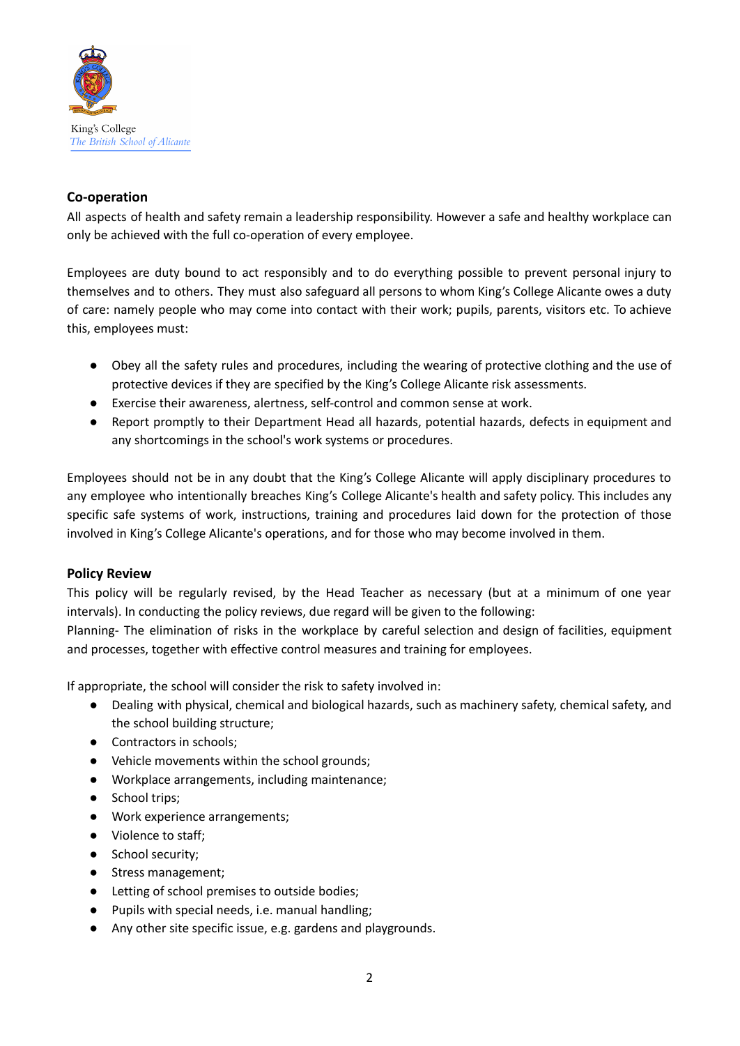### Co-operation

All aspects of health and safety remain a leadership responsibility. However a safe and healthy workplace can only be achieved with the full co-operation of every employee.

Employees are duty bound to act responsibly and to do everything possible to prevent personal injury to themselves and to others. They must also safeguard all persons to whom King's College Alicante owes a duty of care: namely people who may come into contact with their work; pupils, parents, visitors etc. To achieve this, employees must:

- Obey all the safety rules and procedures, including the wearing of protective clothing and the use of protective devices if they are specified by the King's College Alicante risk assessments.
- Exercise their awareness, alertness, self-control and common sense at work.
- Report promptly to their Department Head all hazards, potential hazards, defects in equipment and any shortcomings in the school's work systems or procedures.

Employees should not be in any doubt that the King's College Alicante will apply disciplinary procedures to any employee who intentionally breaches King's College Alicante's health and safety policy. This includes any specific safe systems of work, instructions, training and procedures laid down for the protection of those involved in King's College Alicante's operations, and for those who may become involved in them.

### Policy Review

This policy will be regularly revised, by the Head Teacher as necessary (but at a minimum of one year intervals). In conducting the policy reviews, due regard will be given to the following:
Planning- The elimination of risks in the workplace by careful selection and design of facilities, equipment and processes, together with effective control measures and training for employees.

If appropriate, the school will consider the risk to safety involved in:

- Dealing with physical, chemical and biological hazards, such as machinery safety, chemical safety, and the school building structure;
- Contractors in schools;
- Vehicle movements within the school grounds;
- Workplace arrangements, including maintenance;
- School trips;
- Work experience arrangements;
- Violence to staff;
- School security;
- Stress management;
- Letting of school premises to outside bodies;
- Pupils with special needs, i.e. manual handling;
- Any other site specific issue, e.g. gardens and playgrounds.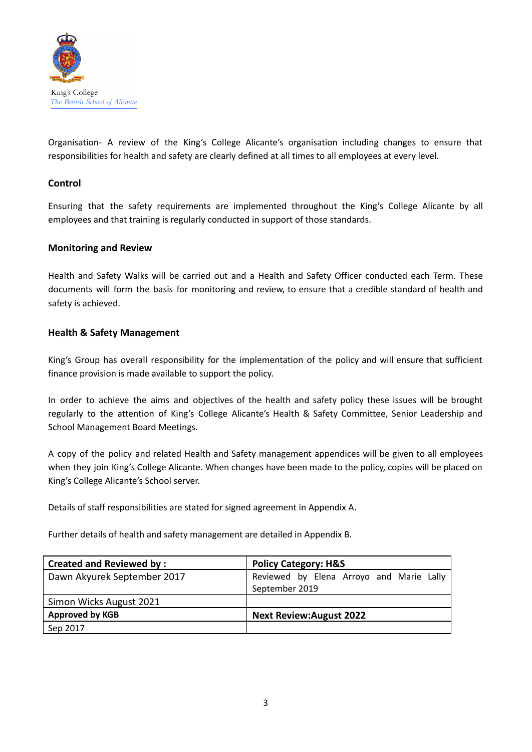King's College
*The British School of Alicante*

Organisation- A review of the King's College Alicante's organisation including changes to ensure that responsibilities for health and safety are clearly defined at all times to all employees at every level.

**Control**

Ensuring that the safety requirements are implemented throughout the King's College Alicante by all employees and that training is regularly conducted in support of those standards.

**Monitoring and Review**

Health and Safety Walks will be carried out and a Health and Safety Officer conducted each Term. These documents will form the basis for monitoring and review, to ensure that a credible standard of health and safety is achieved.

**Health & Safety Management**

King's Group has overall responsibility for the implementation of the policy and will ensure that sufficient finance provision is made available to support the policy.

In order to achieve the aims and objectives of the health and safety policy these issues will be brought regularly to the attention of King's College Alicante's Health & Safety Committee, Senior Leadership and School Management Board Meetings.

A copy of the policy and related Health and Safety management appendices will be given to all employees when they join King's College Alicante. When changes have been made to the policy, copies will be placed on King's College Alicante's School server.

Details of staff responsibilities are stated for signed agreement in Appendix A.

Further details of health and safety management are detailed in Appendix B.

| **Created and Reviewed by :** | **Policy Category: H&S** |
|---|---|
| Dawn Akyurek September 2017 | Reviewed by Elena Arroyo and Marie Lally September 2019 |
| Simon Wicks August 2021 | |
| **Approved by KGB** | **Next Review:August 2022** |
| Sep 2017 | |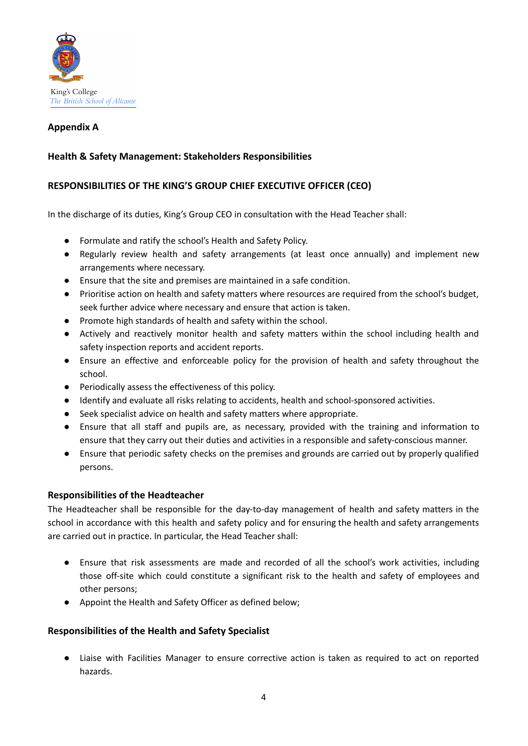King's College
*The British School of Alicante*

## Appendix A

### Health & Safety Management: Stakeholders Responsibilities

### RESPONSIBILITIES OF THE KING'S GROUP CHIEF EXECUTIVE OFFICER (CEO)

In the discharge of its duties, King's Group CEO in consultation with the Head Teacher shall:

- Formulate and ratify the school's Health and Safety Policy.
- Regularly review health and safety arrangements (at least once annually) and implement new arrangements where necessary.
- Ensure that the site and premises are maintained in a safe condition.
- Prioritise action on health and safety matters where resources are required from the school's budget, seek further advice where necessary and ensure that action is taken.
- Promote high standards of health and safety within the school.
- Actively and reactively monitor health and safety matters within the school including health and safety inspection reports and accident reports.
- Ensure an effective and enforceable policy for the provision of health and safety throughout the school.
- Periodically assess the effectiveness of this policy.
- Identify and evaluate all risks relating to accidents, health and school-sponsored activities.
- Seek specialist advice on health and safety matters where appropriate.
- Ensure that all staff and pupils are, as necessary, provided with the training and information to ensure that they carry out their duties and activities in a responsible and safety-conscious manner.
- Ensure that periodic safety checks on the premises and grounds are carried out by properly qualified persons.

### Responsibilities of the Headteacher

The Headteacher shall be responsible for the day-to-day management of health and safety matters in the school in accordance with this health and safety policy and for ensuring the health and safety arrangements are carried out in practice. In particular, the Head Teacher shall:

- Ensure that risk assessments are made and recorded of all the school's work activities, including those off-site which could constitute a significant risk to the health and safety of employees and other persons;
- Appoint the Health and Safety Officer as defined below;

### Responsibilities of the Health and Safety Specialist

- Liaise with Facilities Manager to ensure corrective action is taken as required to act on reported hazards.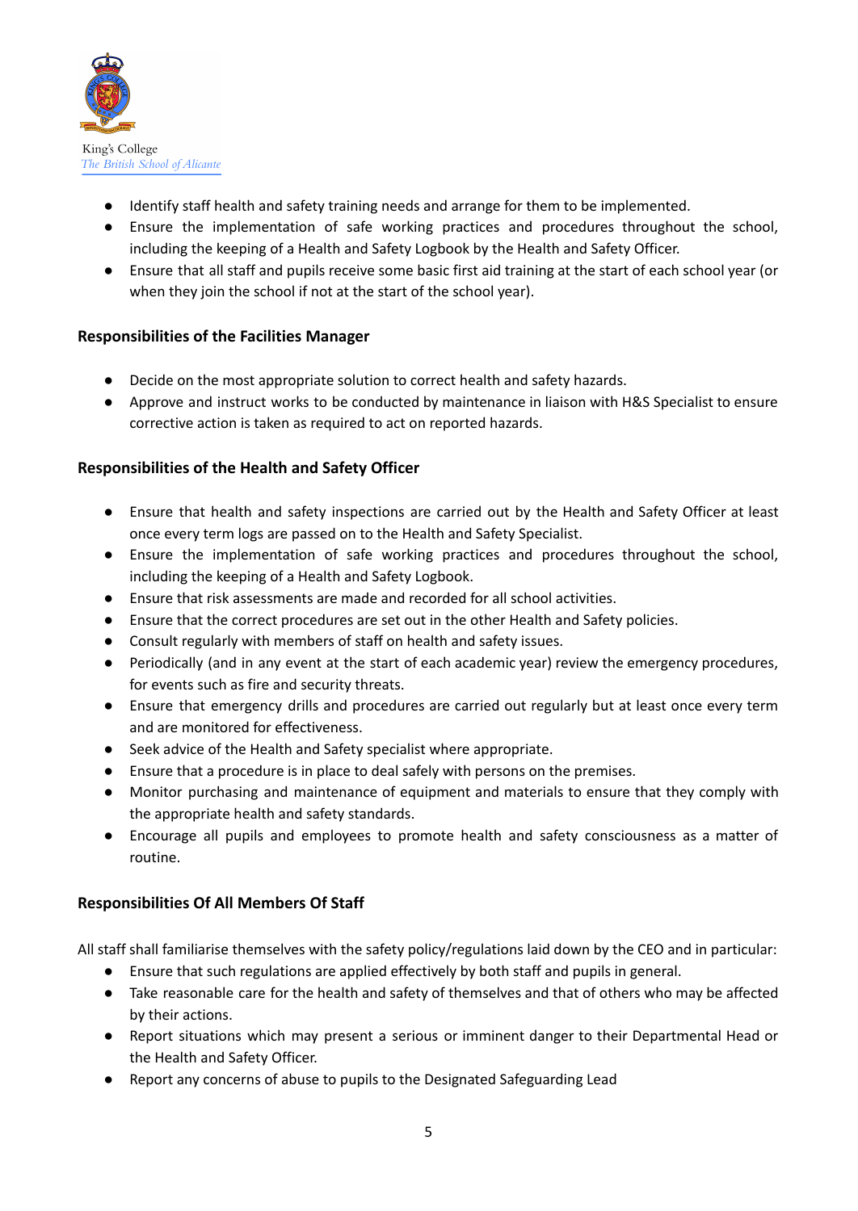- Identify staff health and safety training needs and arrange for them to be implemented.
- Ensure the implementation of safe working practices and procedures throughout the school, including the keeping of a Health and Safety Logbook by the Health and Safety Officer.
- Ensure that all staff and pupils receive some basic first aid training at the start of each school year (or when they join the school if not at the start of the school year).

### Responsibilities of the Facilities Manager

- Decide on the most appropriate solution to correct health and safety hazards.
- Approve and instruct works to be conducted by maintenance in liaison with H&S Specialist to ensure corrective action is taken as required to act on reported hazards.

### Responsibilities of the Health and Safety Officer

- Ensure that health and safety inspections are carried out by the Health and Safety Officer at least once every term logs are passed on to the Health and Safety Specialist.
- Ensure the implementation of safe working practices and procedures throughout the school, including the keeping of a Health and Safety Logbook.
- Ensure that risk assessments are made and recorded for all school activities.
- Ensure that the correct procedures are set out in the other Health and Safety policies.
- Consult regularly with members of staff on health and safety issues.
- Periodically (and in any event at the start of each academic year) review the emergency procedures, for events such as fire and security threats.
- Ensure that emergency drills and procedures are carried out regularly but at least once every term and are monitored for effectiveness.
- Seek advice of the Health and Safety specialist where appropriate.
- Ensure that a procedure is in place to deal safely with persons on the premises.
- Monitor purchasing and maintenance of equipment and materials to ensure that they comply with the appropriate health and safety standards.
- Encourage all pupils and employees to promote health and safety consciousness as a matter of routine.

### Responsibilities Of All Members Of Staff

All staff shall familiarise themselves with the safety policy/regulations laid down by the CEO and in particular:

- Ensure that such regulations are applied effectively by both staff and pupils in general.
- Take reasonable care for the health and safety of themselves and that of others who may be affected by their actions.
- Report situations which may present a serious or imminent danger to their Departmental Head or the Health and Safety Officer.
- Report any concerns of abuse to pupils to the Designated Safeguarding Lead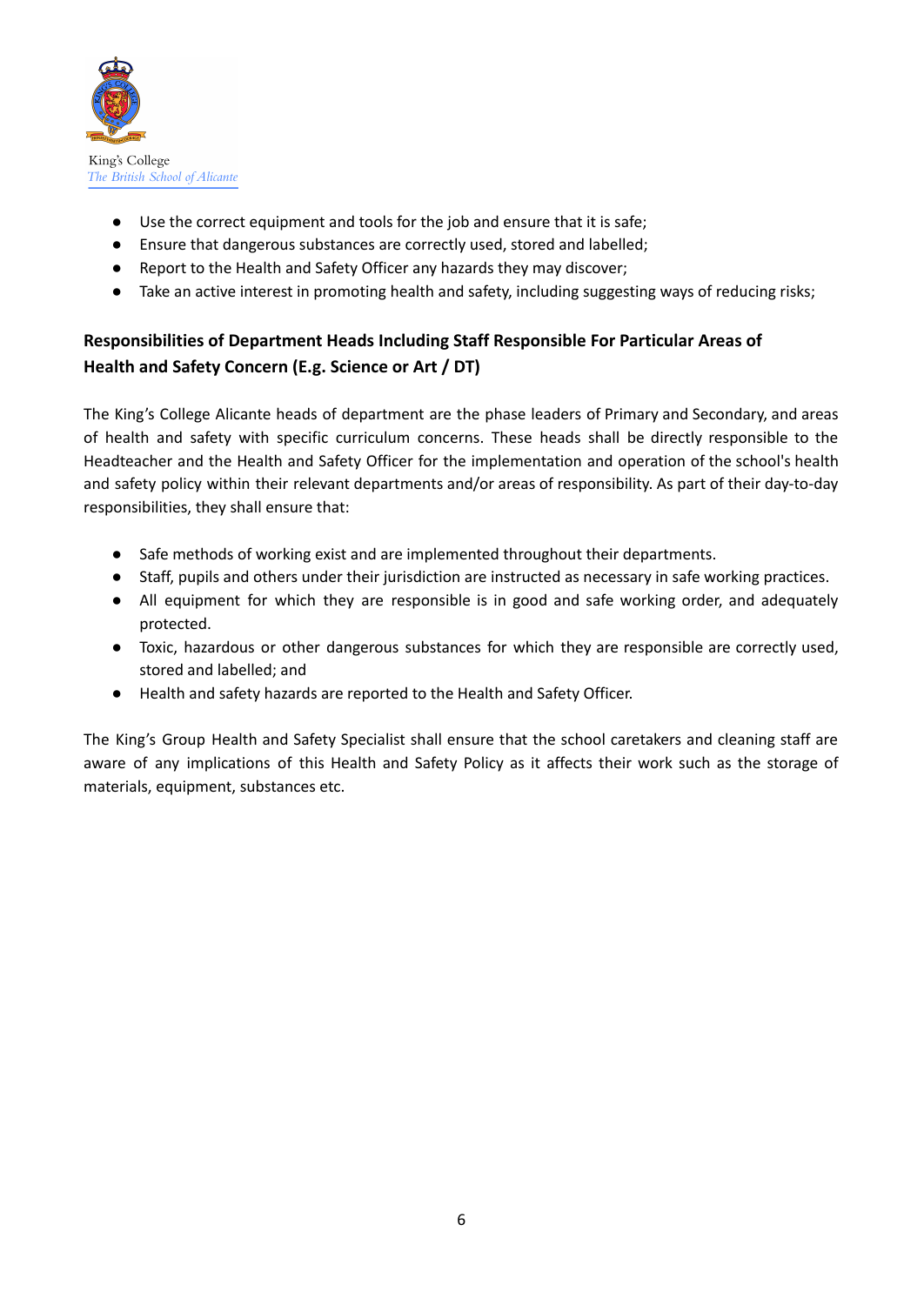- Use the correct equipment and tools for the job and ensure that it is safe;
- Ensure that dangerous substances are correctly used, stored and labelled;
- Report to the Health and Safety Officer any hazards they may discover;
- Take an active interest in promoting health and safety, including suggesting ways of reducing risks;

**Responsibilities of Department Heads Including Staff Responsible For Particular Areas of Health and Safety Concern (E.g. Science or Art / DT)**

The King's College Alicante heads of department are the phase leaders of Primary and Secondary, and areas of health and safety with specific curriculum concerns. These heads shall be directly responsible to the Headteacher and the Health and Safety Officer for the implementation and operation of the school's health and safety policy within their relevant departments and/or areas of responsibility. As part of their day-to-day responsibilities, they shall ensure that:

- Safe methods of working exist and are implemented throughout their departments.
- Staff, pupils and others under their jurisdiction are instructed as necessary in safe working practices.
- All equipment for which they are responsible is in good and safe working order, and adequately protected.
- Toxic, hazardous or other dangerous substances for which they are responsible are correctly used, stored and labelled; and
- Health and safety hazards are reported to the Health and Safety Officer.

The King's Group Health and Safety Specialist shall ensure that the school caretakers and cleaning staff are aware of any implications of this Health and Safety Policy as it affects their work such as the storage of materials, equipment, substances etc.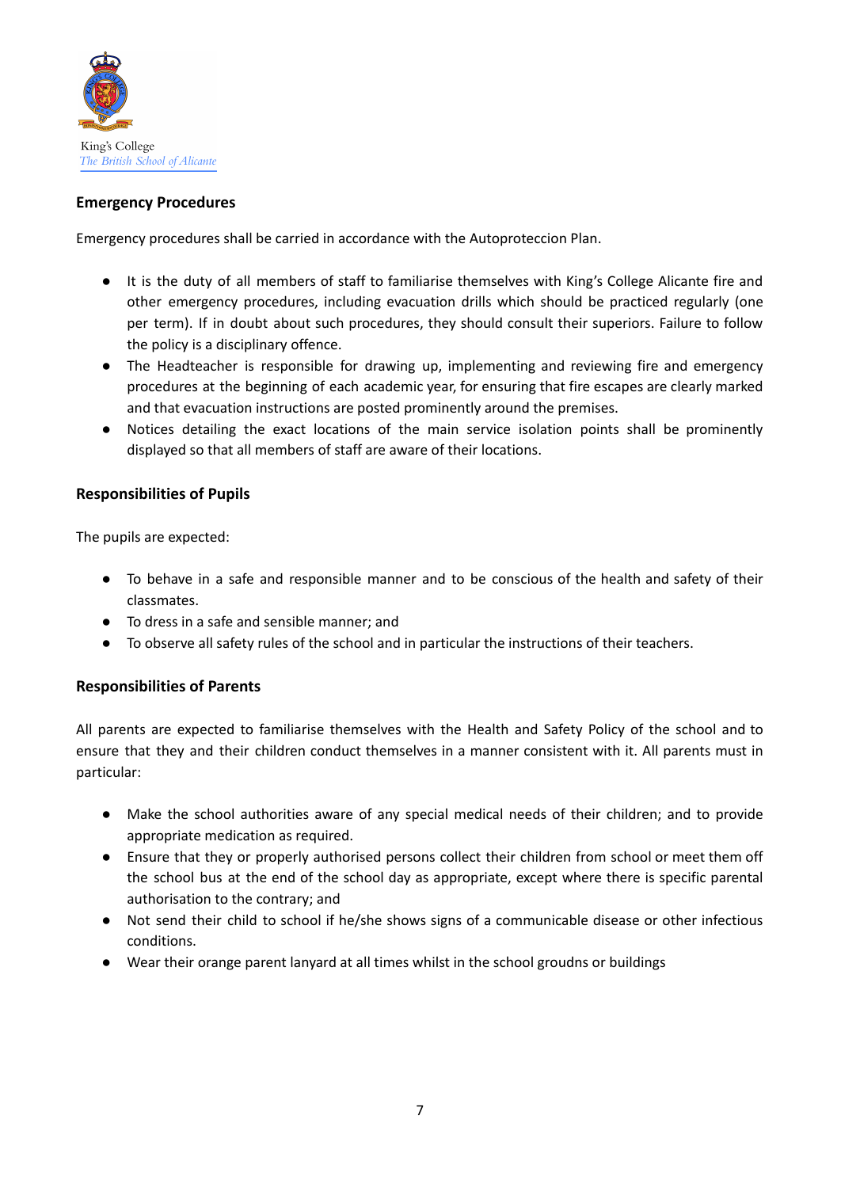King's College
*The British School of Alicante*

## Emergency Procedures

Emergency procedures shall be carried in accordance with the Autoproteccion Plan.

- It is the duty of all members of staff to familiarise themselves with King's College Alicante fire and other emergency procedures, including evacuation drills which should be practiced regularly (one per term). If in doubt about such procedures, they should consult their superiors. Failure to follow the policy is a disciplinary offence.
- The Headteacher is responsible for drawing up, implementing and reviewing fire and emergency procedures at the beginning of each academic year, for ensuring that fire escapes are clearly marked and that evacuation instructions are posted prominently around the premises.
- Notices detailing the exact locations of the main service isolation points shall be prominently displayed so that all members of staff are aware of their locations.

## Responsibilities of Pupils

The pupils are expected:

- To behave in a safe and responsible manner and to be conscious of the health and safety of their classmates.
- To dress in a safe and sensible manner; and
- To observe all safety rules of the school and in particular the instructions of their teachers.

## Responsibilities of Parents

All parents are expected to familiarise themselves with the Health and Safety Policy of the school and to ensure that they and their children conduct themselves in a manner consistent with it. All parents must in particular:

- Make the school authorities aware of any special medical needs of their children; and to provide appropriate medication as required.
- Ensure that they or properly authorised persons collect their children from school or meet them off the school bus at the end of the school day as appropriate, except where there is specific parental authorisation to the contrary; and
- Not send their child to school if he/she shows signs of a communicable disease or other infectious conditions.
- Wear their orange parent lanyard at all times whilst in the school groudns or buildings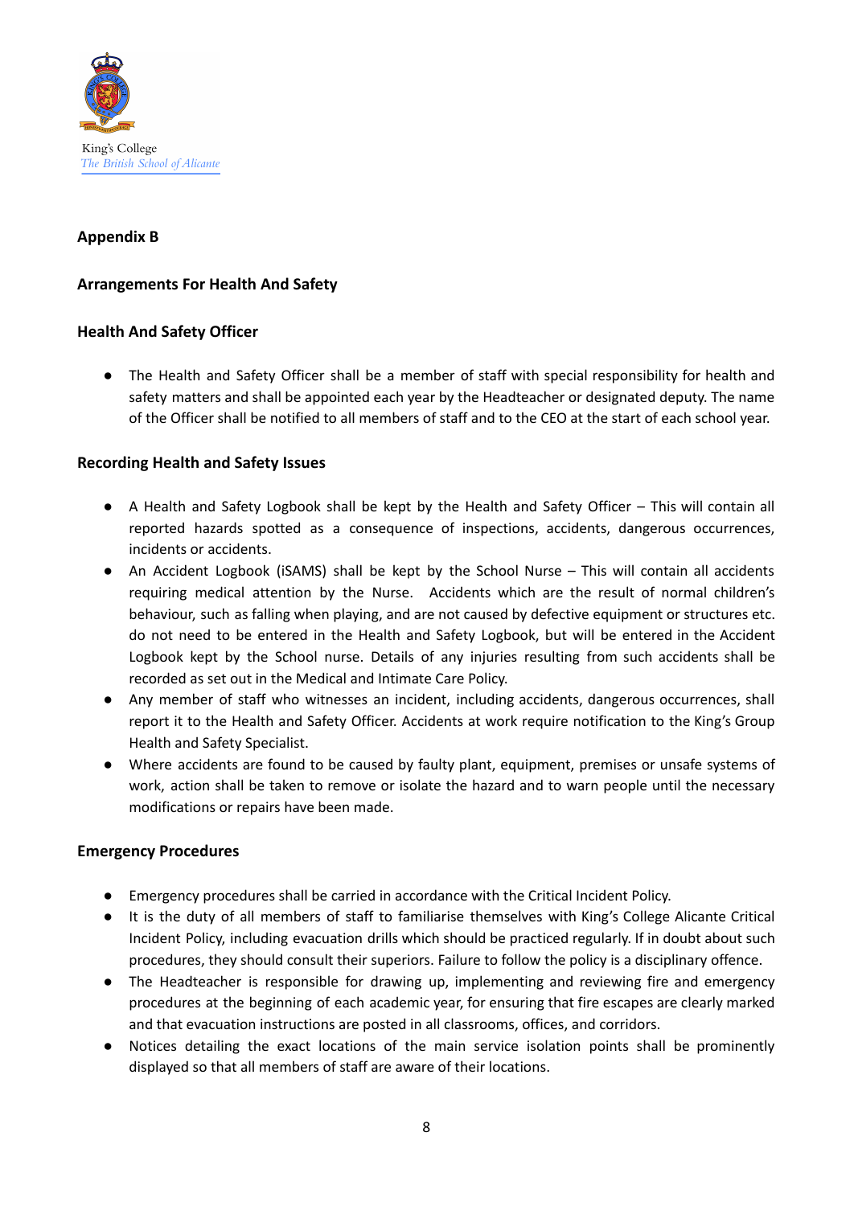King's College
*The British School of Alicante*

**Appendix B**

**Arrangements For Health And Safety**

**Health And Safety Officer**

- The Health and Safety Officer shall be a member of staff with special responsibility for health and safety matters and shall be appointed each year by the Headteacher or designated deputy. The name of the Officer shall be notified to all members of staff and to the CEO at the start of each school year.

**Recording Health and Safety Issues**

- A Health and Safety Logbook shall be kept by the Health and Safety Officer – This will contain all reported hazards spotted as a consequence of inspections, accidents, dangerous occurrences, incidents or accidents.
- An Accident Logbook (iSAMS) shall be kept by the School Nurse – This will contain all accidents requiring medical attention by the Nurse. Accidents which are the result of normal children's behaviour, such as falling when playing, and are not caused by defective equipment or structures etc. do not need to be entered in the Health and Safety Logbook, but will be entered in the Accident Logbook kept by the School nurse. Details of any injuries resulting from such accidents shall be recorded as set out in the Medical and Intimate Care Policy.
- Any member of staff who witnesses an incident, including accidents, dangerous occurrences, shall report it to the Health and Safety Officer. Accidents at work require notification to the King's Group Health and Safety Specialist.
- Where accidents are found to be caused by faulty plant, equipment, premises or unsafe systems of work, action shall be taken to remove or isolate the hazard and to warn people until the necessary modifications or repairs have been made.

**Emergency Procedures**

- Emergency procedures shall be carried in accordance with the Critical Incident Policy.
- It is the duty of all members of staff to familiarise themselves with King's College Alicante Critical Incident Policy, including evacuation drills which should be practiced regularly. If in doubt about such procedures, they should consult their superiors. Failure to follow the policy is a disciplinary offence.
- The Headteacher is responsible for drawing up, implementing and reviewing fire and emergency procedures at the beginning of each academic year, for ensuring that fire escapes are clearly marked and that evacuation instructions are posted in all classrooms, offices, and corridors.
- Notices detailing the exact locations of the main service isolation points shall be prominently displayed so that all members of staff are aware of their locations.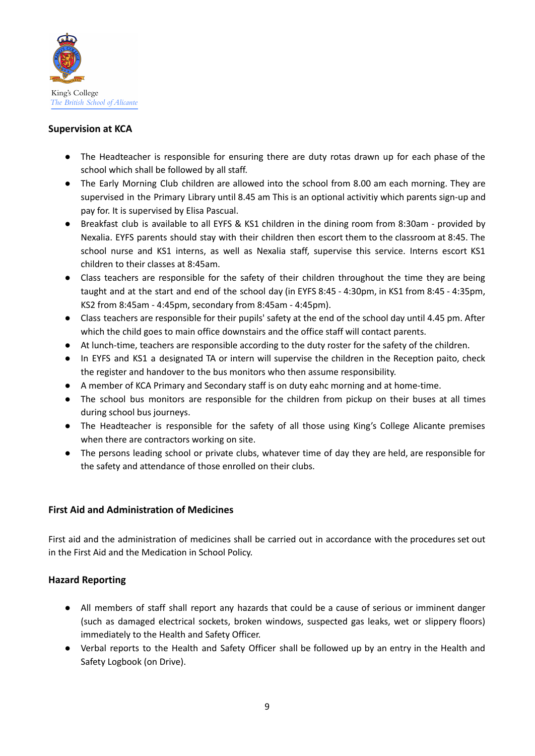## Supervision at KCA

- The Headteacher is responsible for ensuring there are duty rotas drawn up for each phase of the school which shall be followed by all staff.
- The Early Morning Club children are allowed into the school from 8.00 am each morning. They are supervised in the Primary Library until 8.45 am This is an optional activitiy which parents sign-up and pay for. It is supervised by Elisa Pascual.
- Breakfast club is available to all EYFS & KS1 children in the dining room from 8:30am - provided by Nexalia. EYFS parents should stay with their children then escort them to the classroom at 8:45. The school nurse and KS1 interns, as well as Nexalia staff, supervise this service. Interns escort KS1 children to their classes at 8:45am.
- Class teachers are responsible for the safety of their children throughout the time they are being taught and at the start and end of the school day (in EYFS 8:45 - 4:30pm, in KS1 from 8:45 - 4:35pm, KS2 from 8:45am - 4:45pm, secondary from 8:45am - 4:45pm).
- Class teachers are responsible for their pupils' safety at the end of the school day until 4.45 pm. After which the child goes to main office downstairs and the office staff will contact parents.
- At lunch-time, teachers are responsible according to the duty roster for the safety of the children.
- In EYFS and KS1 a designated TA or intern will supervise the children in the Reception paito, check the register and handover to the bus monitors who then assume responsibility.
- A member of KCA Primary and Secondary staff is on duty eahc morning and at home-time.
- The school bus monitors are responsible for the children from pickup on their buses at all times during school bus journeys.
- The Headteacher is responsible for the safety of all those using King's College Alicante premises when there are contractors working on site.
- The persons leading school or private clubs, whatever time of day they are held, are responsible for the safety and attendance of those enrolled on their clubs.

## First Aid and Administration of Medicines

First aid and the administration of medicines shall be carried out in accordance with the procedures set out in the First Aid and the Medication in School Policy.

## Hazard Reporting

- All members of staff shall report any hazards that could be a cause of serious or imminent danger (such as damaged electrical sockets, broken windows, suspected gas leaks, wet or slippery floors) immediately to the Health and Safety Officer.
- Verbal reports to the Health and Safety Officer shall be followed up by an entry in the Health and Safety Logbook (on Drive).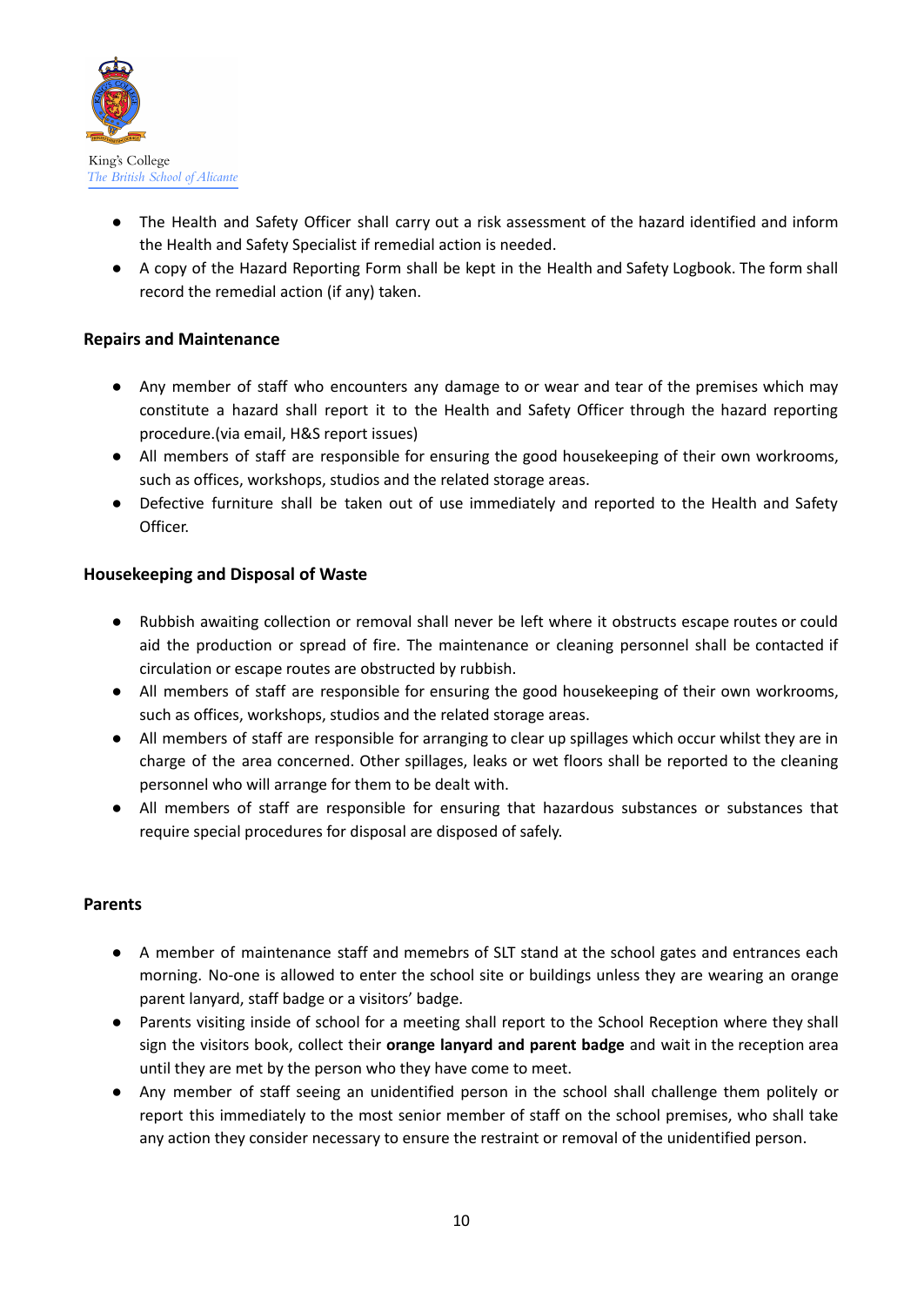- The Health and Safety Officer shall carry out a risk assessment of the hazard identified and inform the Health and Safety Specialist if remedial action is needed.
- A copy of the Hazard Reporting Form shall be kept in the Health and Safety Logbook. The form shall record the remedial action (if any) taken.

**Repairs and Maintenance**

- Any member of staff who encounters any damage to or wear and tear of the premises which may constitute a hazard shall report it to the Health and Safety Officer through the hazard reporting procedure.(via email, H&S report issues)
- All members of staff are responsible for ensuring the good housekeeping of their own workrooms, such as offices, workshops, studios and the related storage areas.
- Defective furniture shall be taken out of use immediately and reported to the Health and Safety Officer.

**Housekeeping and Disposal of Waste**

- Rubbish awaiting collection or removal shall never be left where it obstructs escape routes or could aid the production or spread of fire. The maintenance or cleaning personnel shall be contacted if circulation or escape routes are obstructed by rubbish.
- All members of staff are responsible for ensuring the good housekeeping of their own workrooms, such as offices, workshops, studios and the related storage areas.
- All members of staff are responsible for arranging to clear up spillages which occur whilst they are in charge of the area concerned. Other spillages, leaks or wet floors shall be reported to the cleaning personnel who will arrange for them to be dealt with.
- All members of staff are responsible for ensuring that hazardous substances or substances that require special procedures for disposal are disposed of safely.

**Parents**

- A member of maintenance staff and memebrs of SLT stand at the school gates and entrances each morning. No-one is allowed to enter the school site or buildings unless they are wearing an orange parent lanyard, staff badge or a visitors' badge.
- Parents visiting inside of school for a meeting shall report to the School Reception where they shall sign the visitors book, collect their **orange lanyard and parent badge** and wait in the reception area until they are met by the person who they have come to meet.
- Any member of staff seeing an unidentified person in the school shall challenge them politely or report this immediately to the most senior member of staff on the school premises, who shall take any action they consider necessary to ensure the restraint or removal of the unidentified person.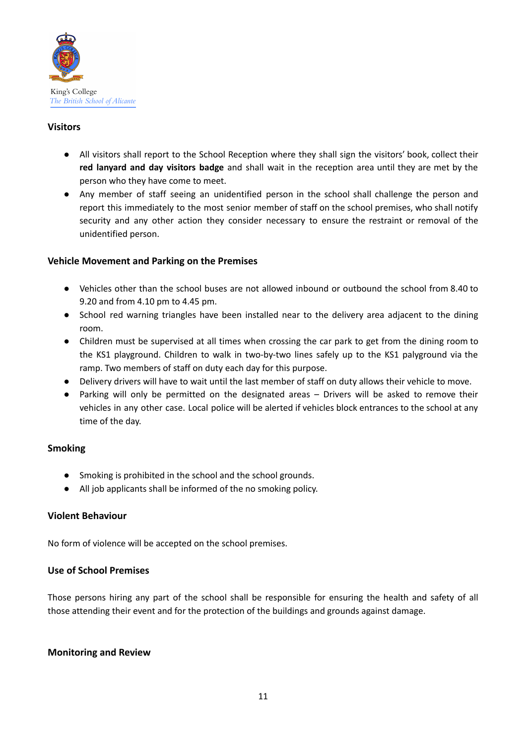### Visitors

- All visitors shall report to the School Reception where they shall sign the visitors' book, collect their **red lanyard and day visitors badge** and shall wait in the reception area until they are met by the person who they have come to meet.
- Any member of staff seeing an unidentified person in the school shall challenge the person and report this immediately to the most senior member of staff on the school premises, who shall notify security and any other action they consider necessary to ensure the restraint or removal of the unidentified person.

### Vehicle Movement and Parking on the Premises

- Vehicles other than the school buses are not allowed inbound or outbound the school from 8.40 to 9.20 and from 4.10 pm to 4.45 pm.
- School red warning triangles have been installed near to the delivery area adjacent to the dining room.
- Children must be supervised at all times when crossing the car park to get from the dining room to the KS1 playground. Children to walk in two-by-two lines safely up to the KS1 palyground via the ramp. Two members of staff on duty each day for this purpose.
- Delivery drivers will have to wait until the last member of staff on duty allows their vehicle to move.
- Parking will only be permitted on the designated areas – Drivers will be asked to remove their vehicles in any other case. Local police will be alerted if vehicles block entrances to the school at any time of the day.

### Smoking

- Smoking is prohibited in the school and the school grounds.
- All job applicants shall be informed of the no smoking policy.

### Violent Behaviour

No form of violence will be accepted on the school premises.

### Use of School Premises

Those persons hiring any part of the school shall be responsible for ensuring the health and safety of all those attending their event and for the protection of the buildings and grounds against damage.

### Monitoring and Review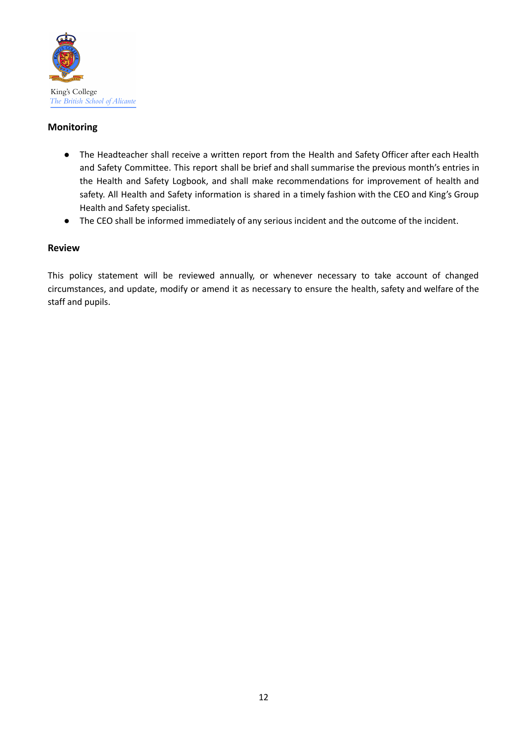## Monitoring

- The Headteacher shall receive a written report from the Health and Safety Officer after each Health and Safety Committee. This report shall be brief and shall summarise the previous month's entries in the Health and Safety Logbook, and shall make recommendations for improvement of health and safety. All Health and Safety information is shared in a timely fashion with the CEO and King's Group Health and Safety specialist.
- The CEO shall be informed immediately of any serious incident and the outcome of the incident.

## Review

This policy statement will be reviewed annually, or whenever necessary to take account of changed circumstances, and update, modify or amend it as necessary to ensure the health, safety and welfare of the staff and pupils.